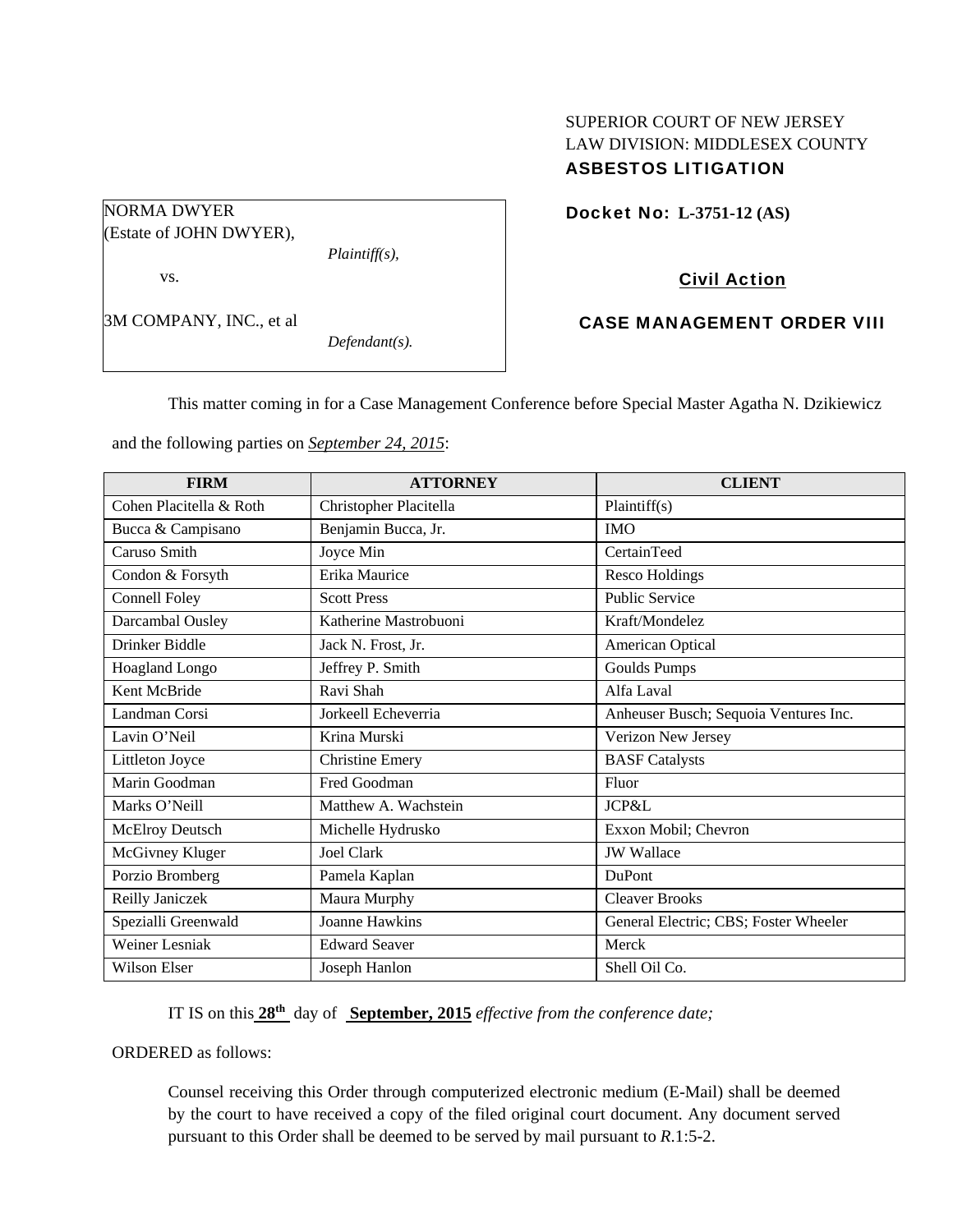SUPERIOR COURT OF NEW JERSEY
LAW DIVISION: MIDDLESEX COUNTY
**ASBESTOS LITIGATION**

NORMA DWYER
(Estate of JOHN DWYER),
*Plaintiff(s),*

vs.

3M COMPANY, INC., et al
*Defendant(s).*

**Docket No: L-3751-12 (AS)**

**Civil Action**

**CASE MANAGEMENT ORDER VIII**

This matter coming in for a Case Management Conference before Special Master Agatha N. Dzikiewicz and the following parties on *September 24, 2015*:

| FIRM | ATTORNEY | CLIENT |
|---|---|---|
| Cohen Placitella & Roth | Christopher Placitella | Plaintiff(s) |
| Bucca & Campisano | Benjamin Bucca, Jr. | IMO |
| Caruso Smith | Joyce Min | CertainTeed |
| Condon & Forsyth | Erika Maurice | Resco Holdings |
| Connell Foley | Scott Press | Public Service |
| Darcambal Ousley | Katherine Mastrobuoni | Kraft/Mondelez |
| Drinker Biddle | Jack N. Frost, Jr. | American Optical |
| Hoagland Longo | Jeffrey P. Smith | Goulds Pumps |
| Kent McBride | Ravi Shah | Alfa Laval |
| Landman Corsi | Jorkeell Echeverria | Anheuser Busch; Sequoia Ventures Inc. |
| Lavin O'Neil | Krina Murski | Verizon New Jersey |
| Littleton Joyce | Christine Emery | BASF Catalysts |
| Marin Goodman | Fred Goodman | Fluor |
| Marks O'Neill | Matthew A. Wachstein | JCP&L |
| McElroy Deutsch | Michelle Hydrusko | Exxon Mobil; Chevron |
| McGivney Kluger | Joel Clark | JW Wallace |
| Porzio Bromberg | Pamela Kaplan | DuPont |
| Reilly Janiczek | Maura Murphy | Cleaver Brooks |
| Spezialli Greenwald | Joanne Hawkins | General Electric; CBS; Foster Wheeler |
| Weiner Lesniak | Edward Seaver | Merck |
| Wilson Elser | Joseph Hanlon | Shell Oil Co. |

IT IS on this **28th** day of **September, 2015** *effective from the conference date;*

ORDERED as follows:

Counsel receiving this Order through computerized electronic medium (E-Mail) shall be deemed by the court to have received a copy of the filed original court document. Any document served pursuant to this Order shall be deemed to be served by mail pursuant to *R*.1:5-2.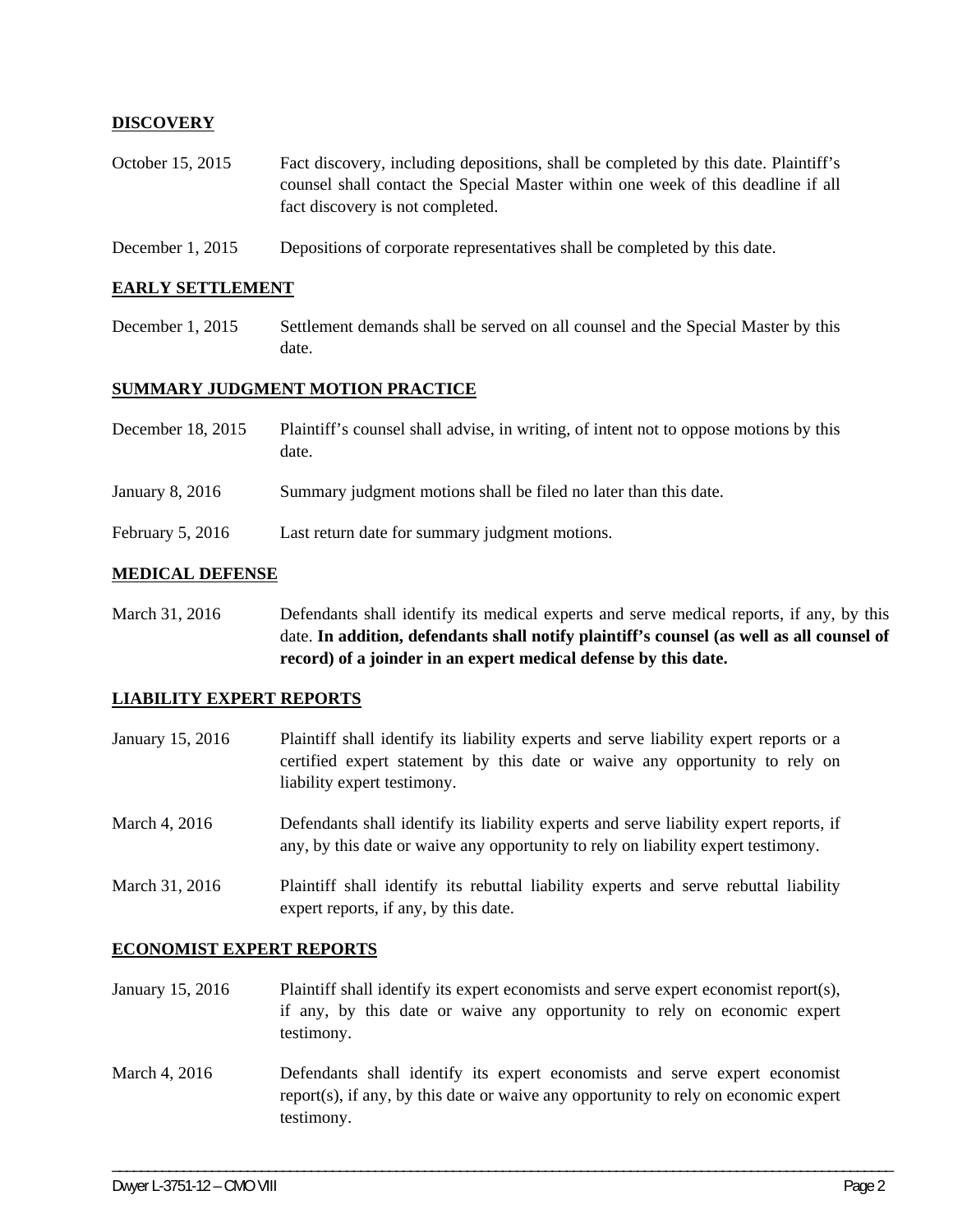**DISCOVERY**

October 15, 2015 Fact discovery, including depositions, shall be completed by this date. Plaintiff's counsel shall contact the Special Master within one week of this deadline if all fact discovery is not completed.

December 1, 2015 Depositions of corporate representatives shall be completed by this date.

**EARLY SETTLEMENT**

December 1, 2015 Settlement demands shall be served on all counsel and the Special Master by this date.

**SUMMARY JUDGMENT MOTION PRACTICE**

December 18, 2015 Plaintiff's counsel shall advise, in writing, of intent not to oppose motions by this date.

January 8, 2016 Summary judgment motions shall be filed no later than this date.

February 5, 2016 Last return date for summary judgment motions.

**MEDICAL DEFENSE**

March 31, 2016 Defendants shall identify its medical experts and serve medical reports, if any, by this date. **In addition, defendants shall notify plaintiff's counsel (as well as all counsel of record) of a joinder in an expert medical defense by this date.**

**LIABILITY EXPERT REPORTS**

January 15, 2016 Plaintiff shall identify its liability experts and serve liability expert reports or a certified expert statement by this date or waive any opportunity to rely on liability expert testimony.

March 4, 2016 Defendants shall identify its liability experts and serve liability expert reports, if any, by this date or waive any opportunity to rely on liability expert testimony.

March 31, 2016 Plaintiff shall identify its rebuttal liability experts and serve rebuttal liability expert reports, if any, by this date.

**ECONOMIST EXPERT REPORTS**

January 15, 2016 Plaintiff shall identify its expert economists and serve expert economist report(s), if any, by this date or waive any opportunity to rely on economic expert testimony.

March 4, 2016 Defendants shall identify its expert economists and serve expert economist report(s), if any, by this date or waive any opportunity to rely on economic expert testimony.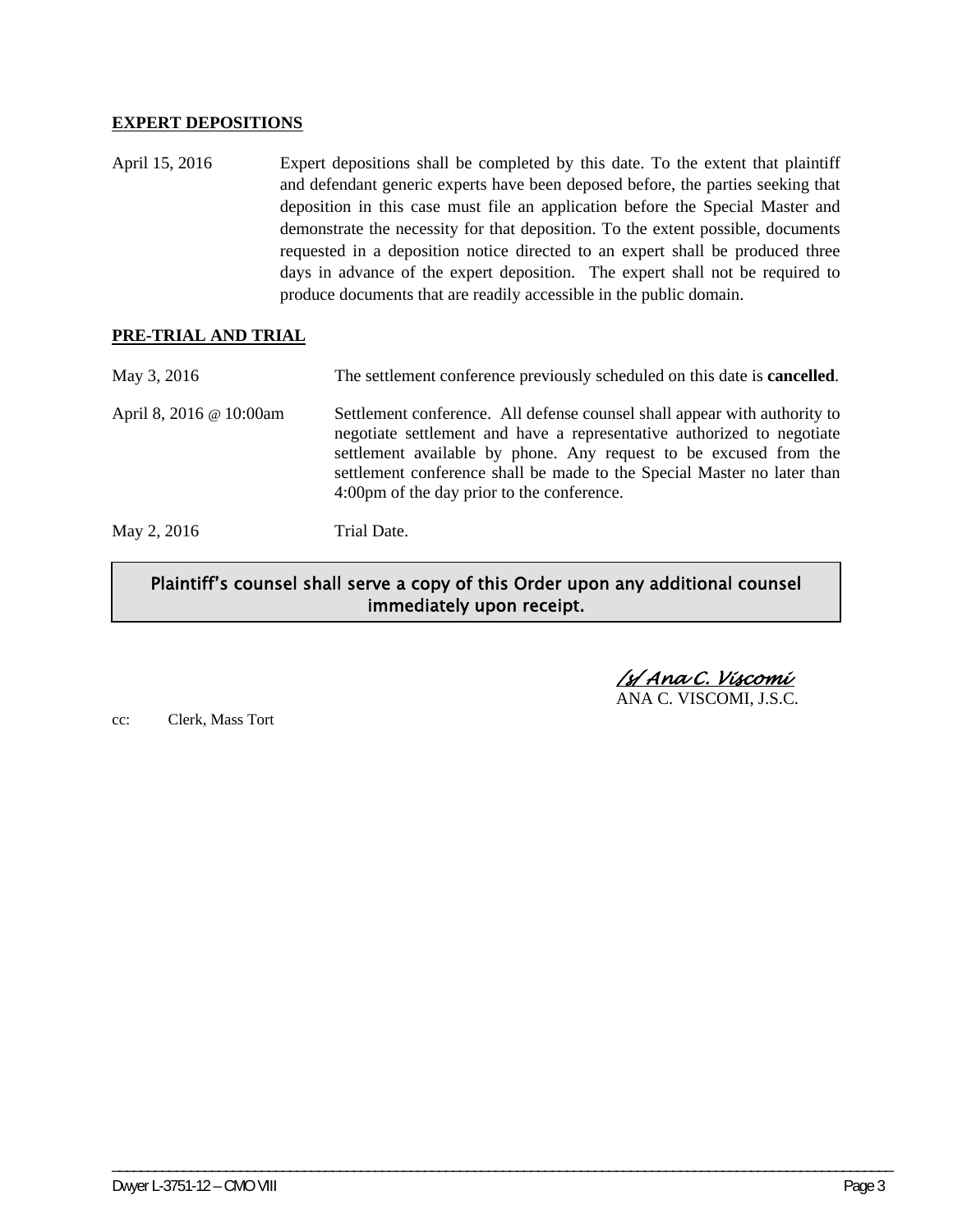**EXPERT DEPOSITIONS**

| | |
|---|---|
| April 15, 2016 | Expert depositions shall be completed by this date. To the extent that plaintiff and defendant generic experts have been deposed before, the parties seeking that deposition in this case must file an application before the Special Master and demonstrate the necessity for that deposition. To the extent possible, documents requested in a deposition notice directed to an expert shall be produced three days in advance of the expert deposition. The expert shall not be required to produce documents that are readily accessible in the public domain. |

**PRE-TRIAL AND TRIAL**

| | |
|---|---|
| May 3, 2016 | The settlement conference previously scheduled on this date is **cancelled**. |
| April 8, 2016 @ 10:00am | Settlement conference. All defense counsel shall appear with authority to negotiate settlement and have a representative authorized to negotiate settlement available by phone. Any request to be excused from the settlement conference shall be made to the Special Master no later than 4:00pm of the day prior to the conference. |
| May 2, 2016 | Trial Date. |

**Plaintiff's counsel shall serve a copy of this Order upon any additional counsel immediately upon receipt.**

*/s/ Ana C. Viscomi*
ANA C. VISCOMI, J.S.C.

cc: Clerk, Mass Tort